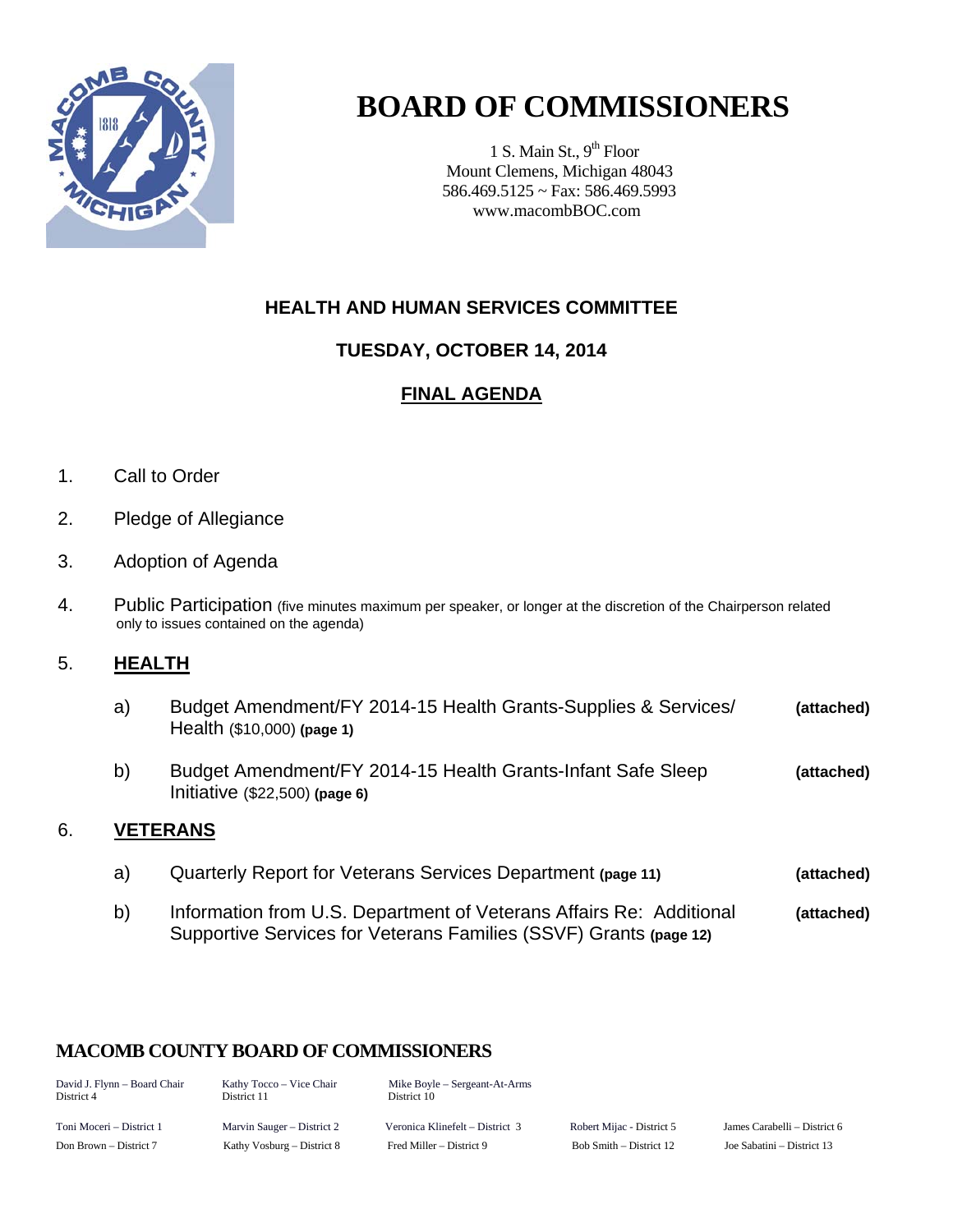# BOARD OF COMMISSIONERS

1 S. Main St., 9th Floor
Mount Clemens, Michigan 48043
586.469.5125 ~ Fax: 586.469.5993
www.macombBOC.com

## HEALTH AND HUMAN SERVICES COMMITTEE

## TUESDAY, OCTOBER 14, 2014

## FINAL AGENDA

1. Call to Order

2. Pledge of Allegiance

3. Adoption of Agenda

4. Public Participation (five minutes maximum per speaker, or longer at the discretion of the Chairperson related only to issues contained on the agenda)

5. **HEALTH**

   a) Budget Amendment/FY 2014-15 Health Grants-Supplies & Services/ Health ($10,000) **(page 1)** **(attached)**

   b) Budget Amendment/FY 2014-15 Health Grants-Infant Safe Sleep Initiative ($22,500) **(page 6)** **(attached)**

6. **VETERANS**

   a) Quarterly Report for Veterans Services Department **(page 11)** **(attached)**

   b) Information from U.S. Department of Veterans Affairs Re: Additional Supportive Services for Veterans Families (SSVF) Grants **(page 12)** **(attached)**

### MACOMB COUNTY BOARD OF COMMISSIONERS

| | | | | |
|---|---|---|---|---|
| David J. Flynn – Board Chair District 4 | Kathy Tocco – Vice Chair District 11 | Mike Boyle – Sergeant-At-Arms District 10 | | |
| Toni Moceri – District 1 | Marvin Sauger – District 2 | Veronica Klinefelt – District 3 | Robert Mijac - District 5 | James Carabelli – District 6 |
| Don Brown – District 7 | Kathy Vosburg – District 8 | Fred Miller – District 9 | Bob Smith – District 12 | Joe Sabatini – District 13 |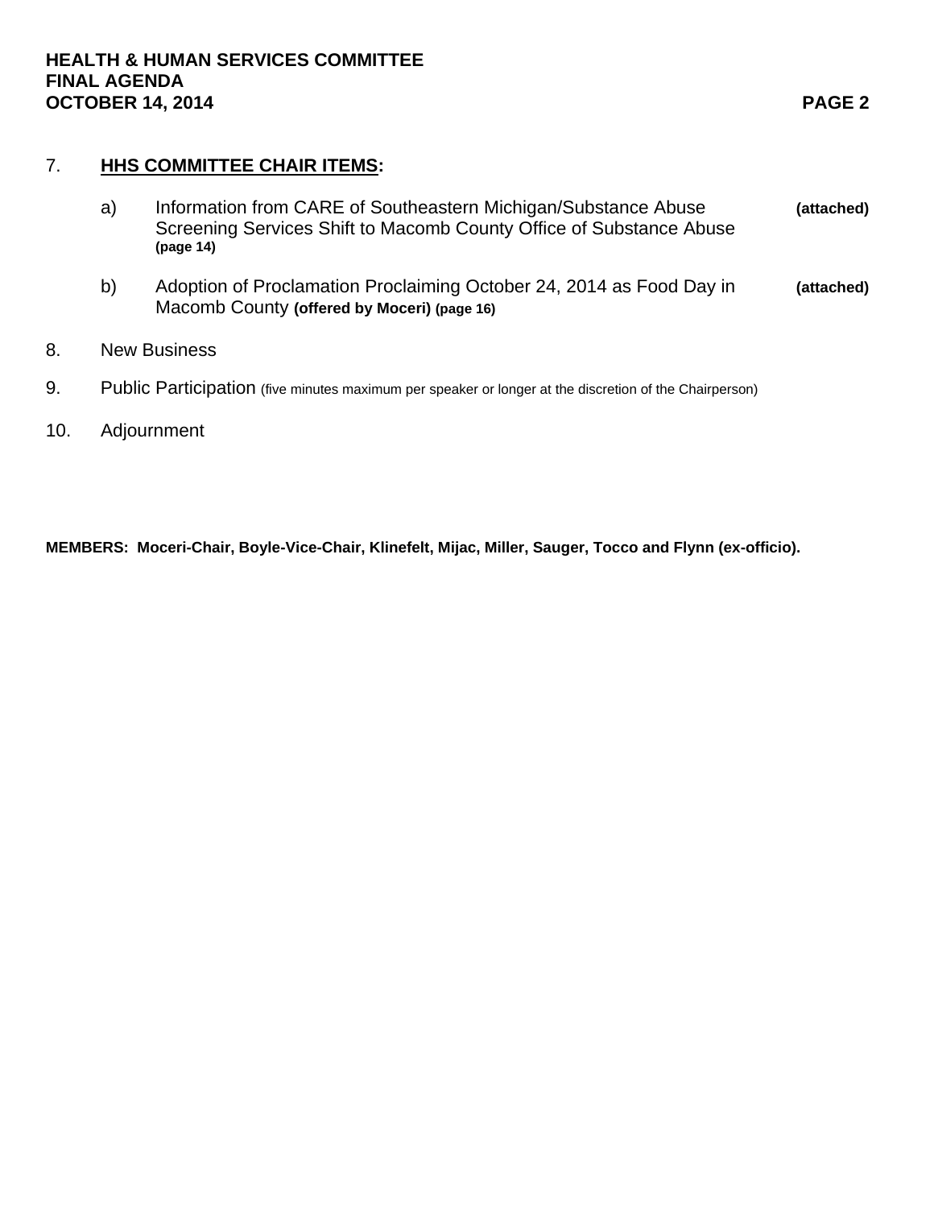7. **HHS COMMITTEE CHAIR ITEMS:**

   a) Information from CARE of Southeastern Michigan/Substance Abuse Screening Services Shift to Macomb County Office of Substance Abuse **(page 14)** **(attached)**

   b) Adoption of Proclamation Proclaiming October 24, 2014 as Food Day in Macomb County **(offered by Moceri) (page 16)** **(attached)**

8. New Business

9. Public Participation (five minutes maximum per speaker or longer at the discretion of the Chairperson)

10. Adjournment

**MEMBERS: Moceri-Chair, Boyle-Vice-Chair, Klinefelt, Mijac, Miller, Sauger, Tocco and Flynn (ex-officio).**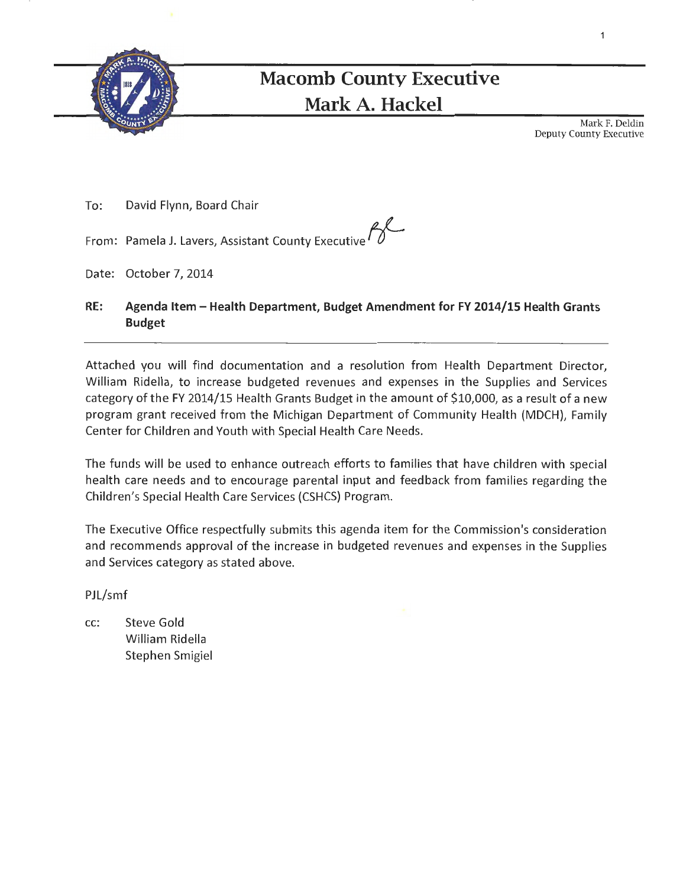# Macomb County Executive
## Mark A. Hackel

Mark F. Deldin
Deputy County Executive

To: David Flynn, Board Chair

From: Pamela J. Lavers, Assistant County Executive

Date: October 7, 2014

**RE: Agenda Item – Health Department, Budget Amendment for FY 2014/15 Health Grants Budget**

---

Attached you will find documentation and a resolution from Health Department Director, William Ridella, to increase budgeted revenues and expenses in the Supplies and Services category of the FY 2014/15 Health Grants Budget in the amount of $10,000, as a result of a new program grant received from the Michigan Department of Community Health (MDCH), Family Center for Children and Youth with Special Health Care Needs.

The funds will be used to enhance outreach efforts to families that have children with special health care needs and to encourage parental input and feedback from families regarding the Children's Special Health Care Services (CSHCS) Program.

The Executive Office respectfully submits this agenda item for the Commission's consideration and recommends approval of the increase in budgeted revenues and expenses in the Supplies and Services category as stated above.

PJL/smf

cc: Steve Gold
William Ridella
Stephen Smigiel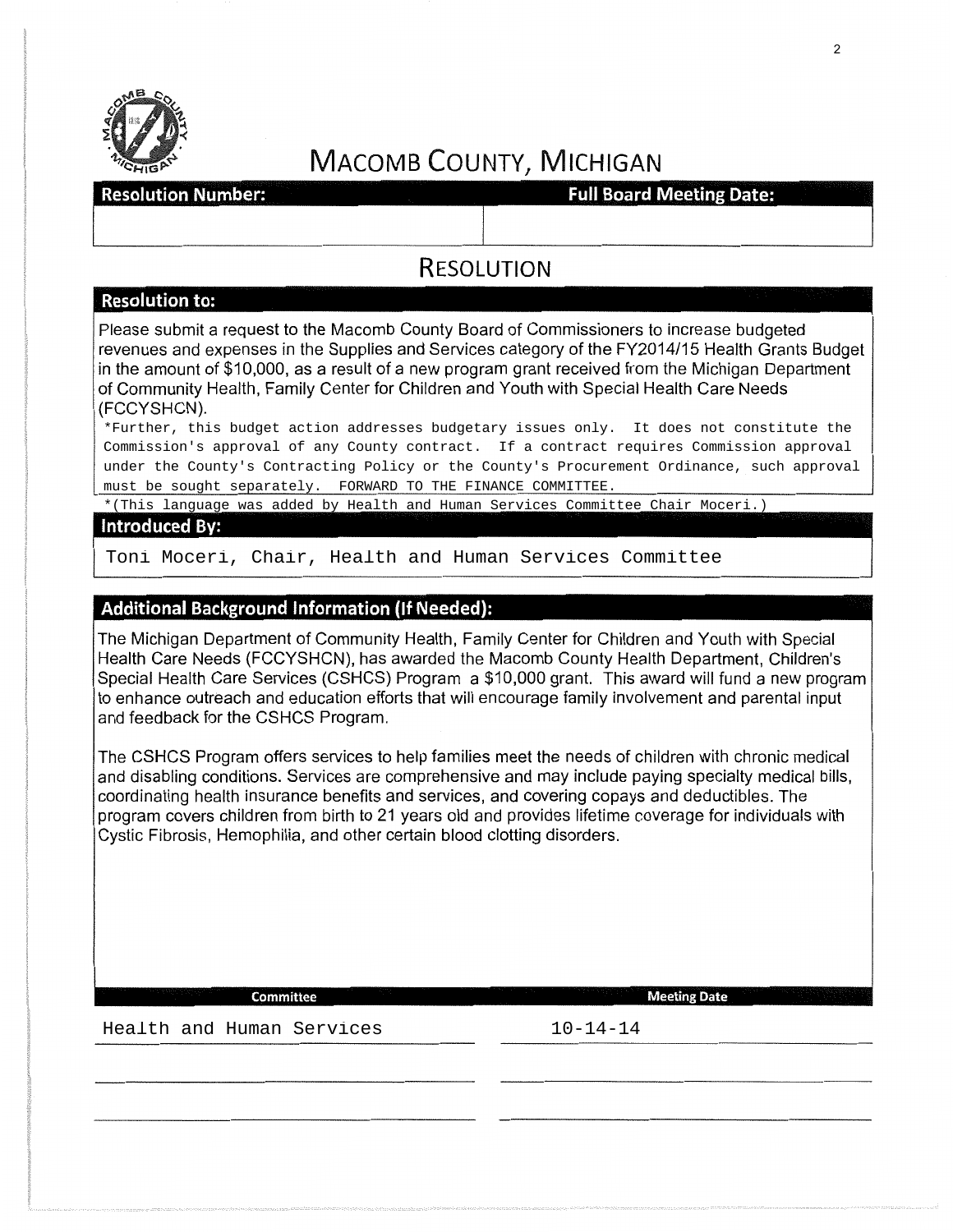# MACOMB COUNTY, MICHIGAN

| Resolution Number: | Full Board Meeting Date: |
| --- | --- |
| | |

## RESOLUTION

### Resolution to:

Please submit a request to the Macomb County Board of Commissioners to increase budgeted revenues and expenses in the Supplies and Services category of the FY2014/15 Health Grants Budget in the amount of $10,000, as a result of a new program grant received from the Michigan Department of Community Health, Family Center for Children and Youth with Special Health Care Needs (FCCYSHCN).

*Further, this budget action addresses budgetary issues only. It does not constitute the Commission's approval of any County contract. If a contract requires Commission approval under the County's Contracting Policy or the County's Procurement Ordinance, such approval must be sought separately. FORWARD TO THE FINANCE COMMITTEE.

*(This language was added by Health and Human Services Committee Chair Moceri.)

### Introduced By:

Toni Moceri, Chair, Health and Human Services Committee

### Additional Background Information (If Needed):

The Michigan Department of Community Health, Family Center for Children and Youth with Special Health Care Needs (FCCYSHCN), has awarded the Macomb County Health Department, Children's Special Health Care Services (CSHCS) Program a $10,000 grant. This award will fund a new program to enhance outreach and education efforts that will encourage family involvement and parental input and feedback for the CSHCS Program.

The CSHCS Program offers services to help families meet the needs of children with chronic medical and disabling conditions. Services are comprehensive and may include paying specialty medical bills, coordinating health insurance benefits and services, and covering copays and deductibles. The program covers children from birth to 21 years old and provides lifetime coverage for individuals with Cystic Fibrosis, Hemophilia, and other certain blood clotting disorders.

| Committee | Meeting Date |
| --- | --- |
| Health and Human Services | 10-14-14 |
| | |
| | |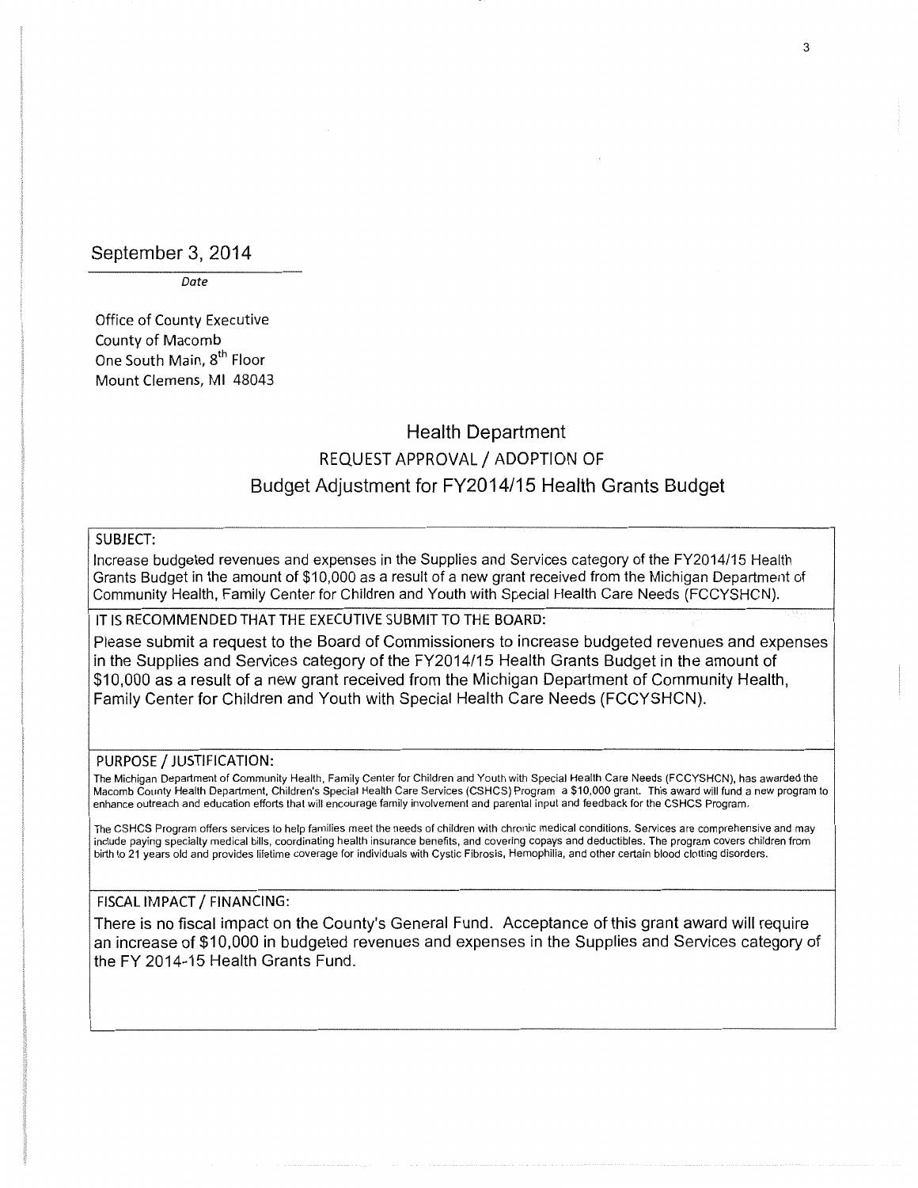September 3, 2014

*Date*

Office of County Executive
County of Macomb
One South Main, 8th Floor
Mount Clemens, MI 48043

## Health Department
## REQUEST APPROVAL / ADOPTION OF
## Budget Adjustment for FY2014/15 Health Grants Budget

**SUBJECT:**

Increase budgeted revenues and expenses in the Supplies and Services category of the FY2014/15 Health Grants Budget in the amount of $10,000 as a result of a new grant received from the Michigan Department of Community Health, Family Center for Children and Youth with Special Health Care Needs (FCCYSHCN).

**IT IS RECOMMENDED THAT THE EXECUTIVE SUBMIT TO THE BOARD:**

Please submit a request to the Board of Commissioners to increase budgeted revenues and expenses in the Supplies and Services category of the FY2014/15 Health Grants Budget in the amount of $10,000 as a result of a new grant received from the Michigan Department of Community Health, Family Center for Children and Youth with Special Health Care Needs (FCCYSHCN).

**PURPOSE / JUSTIFICATION:**

The Michigan Department of Community Health, Family Center for Children and Youth with Special Health Care Needs (FCCYSHCN), has awarded the Macomb County Health Department, Children's Special Health Care Services (CSHCS) Program a $10,000 grant. This award will fund a new program to enhance outreach and education efforts that will encourage family involvement and parental input and feedback for the CSHCS Program.

The CSHCS Program offers services to help families meet the needs of children with chronic medical conditions. Services are comprehensive and may include paying specialty medical bills, coordinating health insurance benefits, and covering copays and deductibles. The program covers children from birth to 21 years old and provides lifetime coverage for individuals with Cystic Fibrosis, Hemophilia, and other certain blood clotting disorders.

**FISCAL IMPACT / FINANCING:**

There is no fiscal impact on the County's General Fund. Acceptance of this grant award will require an increase of $10,000 in budgeted revenues and expenses in the Supplies and Services category of the FY 2014-15 Health Grants Fund.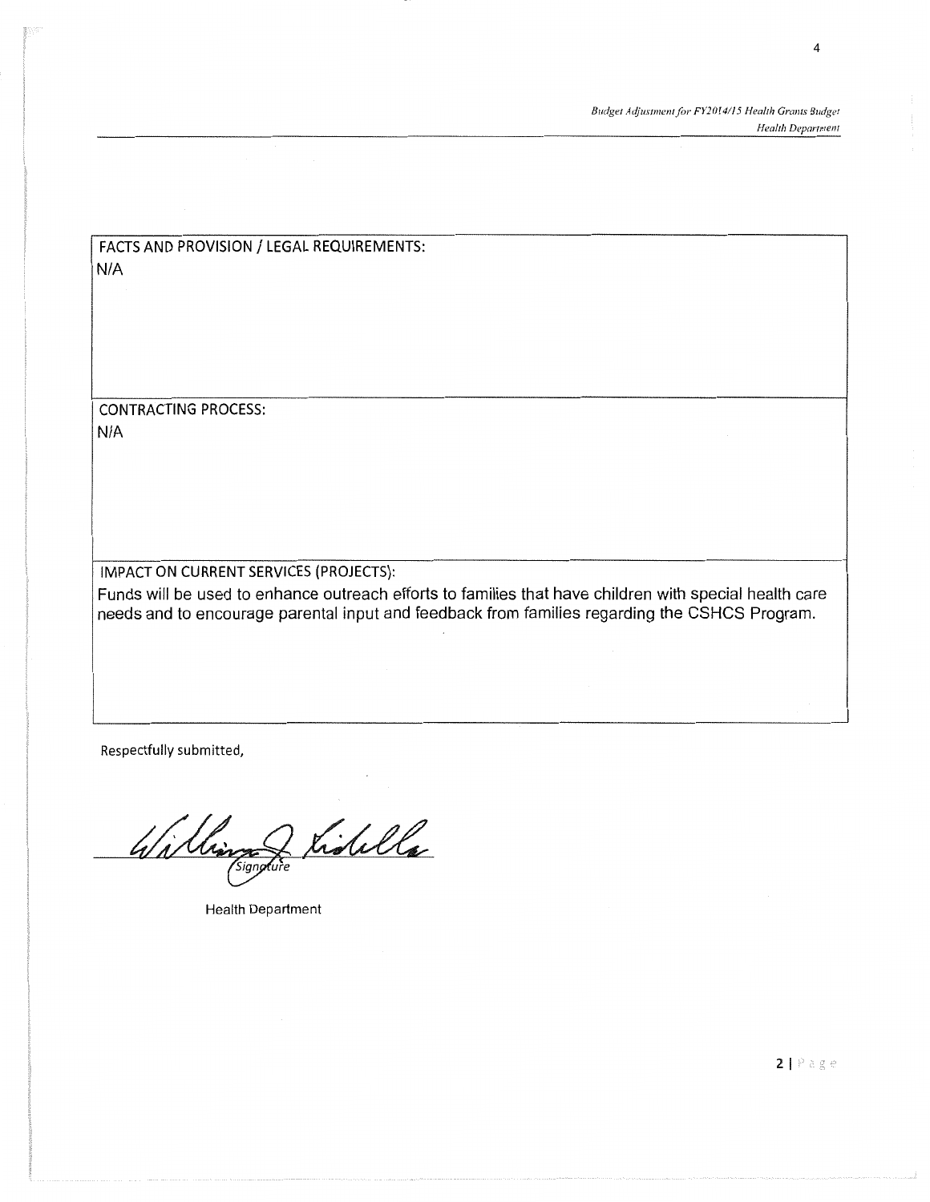FACTS AND PROVISION / LEGAL REQUIREMENTS:

N/A

CONTRACTING PROCESS:

N/A

IMPACT ON CURRENT SERVICES (PROJECTS):

Funds will be used to enhance outreach efforts to families that have children with special health care needs and to encourage parental input and feedback from families regarding the CSHCS Program.

Respectfully submitted,

Signature

Health Department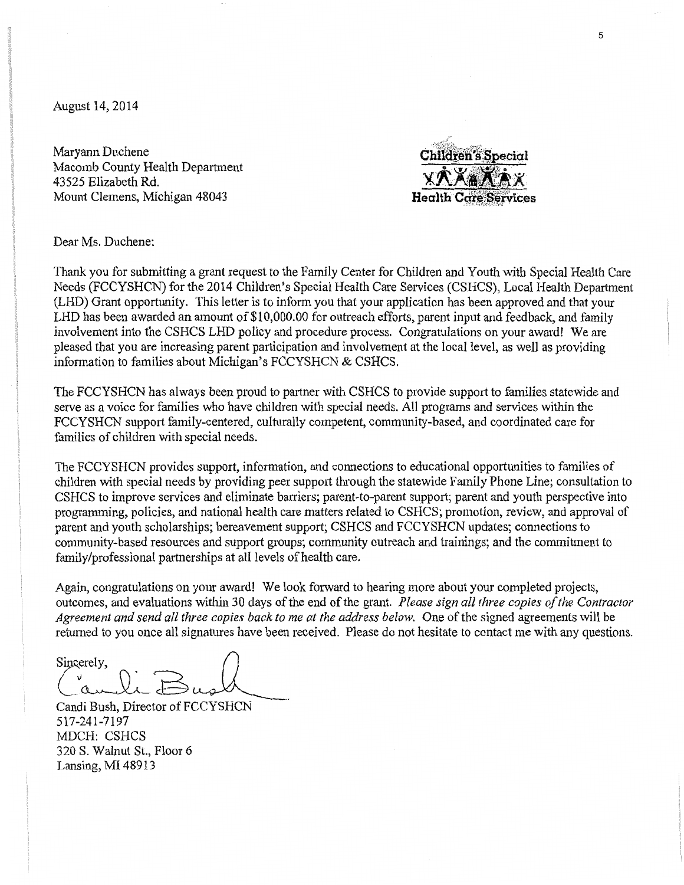August 14, 2014

Maryann Duchene
Macomb County Health Department
43525 Elizabeth Rd.
Mount Clemens, Michigan 48043

Children's Special Health Care Services

Dear Ms. Duchene:

Thank you for submitting a grant request to the Family Center for Children and Youth with Special Health Care Needs (FCCYSHCN) for the 2014 Children's Special Health Care Services (CSHCS), Local Health Department (LHD) Grant opportunity. This letter is to inform you that your application has been approved and that your LHD has been awarded an amount of $10,000.00 for outreach efforts, parent input and feedback, and family involvement into the CSHCS LHD policy and procedure process. Congratulations on your award! We are pleased that you are increasing parent participation and involvement at the local level, as well as providing information to families about Michigan's FCCYSHCN & CSHCS.

The FCCYSHCN has always been proud to partner with CSHCS to provide support to families statewide and serve as a voice for families who have children with special needs. All programs and services within the FCCYSHCN support family-centered, culturally competent, community-based, and coordinated care for families of children with special needs.

The FCCYSHCN provides support, information, and connections to educational opportunities to families of children with special needs by providing peer support through the statewide Family Phone Line; consultation to CSHCS to improve services and eliminate barriers; parent-to-parent support; parent and youth perspective into programming, policies, and national health care matters related to CSHCS; promotion, review, and approval of parent and youth scholarships; bereavement support; CSHCS and FCCYSHCN updates; connections to community-based resources and support groups; community outreach and trainings; and the commitment to family/professional partnerships at all levels of health care.

Again, congratulations on your award! We look forward to hearing more about your completed projects, outcomes, and evaluations within 30 days of the end of the grant. *Please sign all three copies of the Contractor Agreement and send all three copies back to me at the address below.* One of the signed agreements will be returned to you once all signatures have been received. Please do not hesitate to contact me with any questions.

Sincerely,

Candi Bush

Candi Bush, Director of FCCYSHCN
517-241-7197
MDCH: CSHCS
320 S. Walnut St., Floor 6
Lansing, MI 48913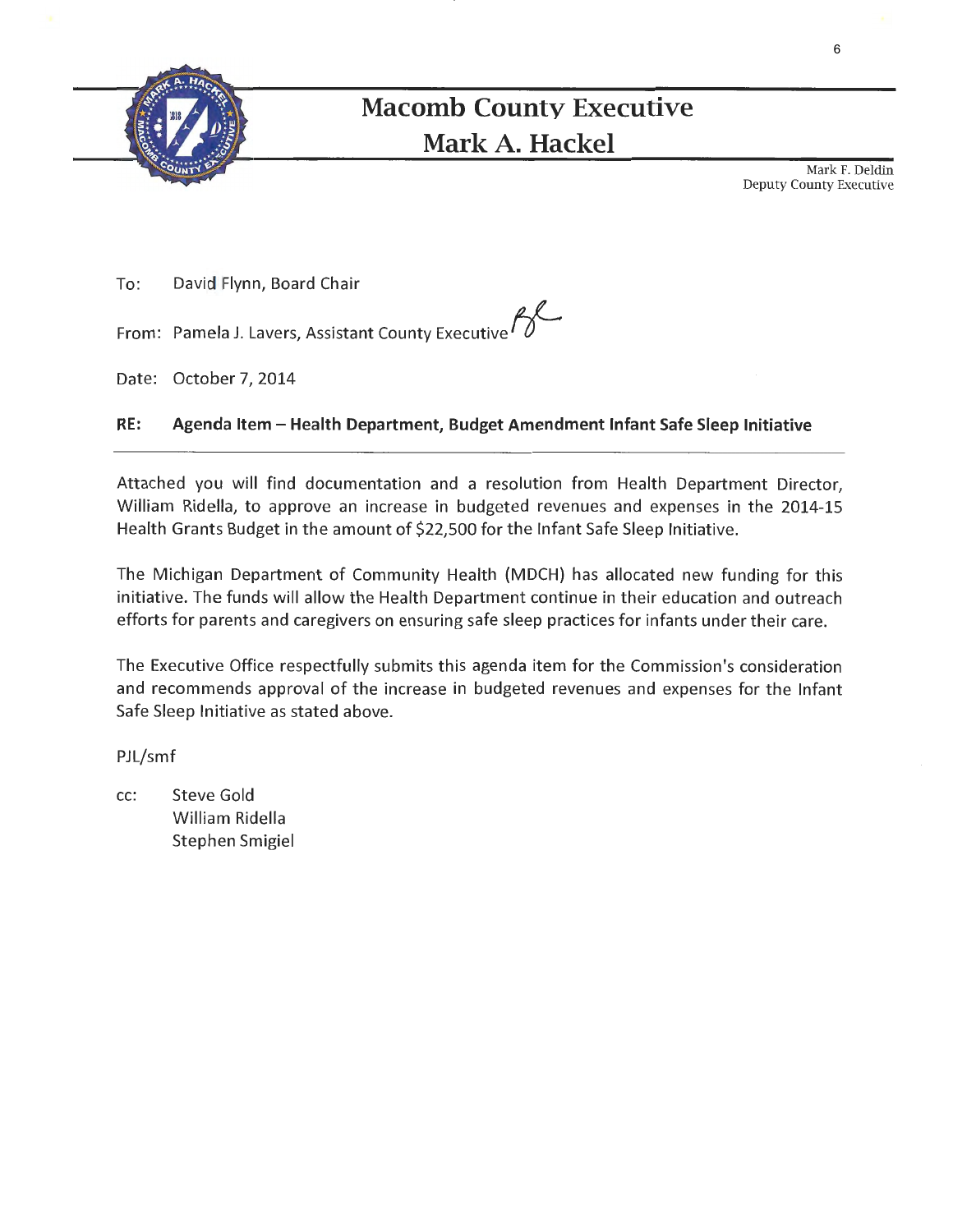# Macomb County Executive
## Mark A. Hackel

Mark F. Deldin
Deputy County Executive

To: David Flynn, Board Chair

From: Pamela J. Lavers, Assistant County Executive

Date: October 7, 2014

**RE: Agenda Item – Health Department, Budget Amendment Infant Safe Sleep Initiative**

---

Attached you will find documentation and a resolution from Health Department Director, William Ridella, to approve an increase in budgeted revenues and expenses in the 2014-15 Health Grants Budget in the amount of $22,500 for the Infant Safe Sleep Initiative.

The Michigan Department of Community Health (MDCH) has allocated new funding for this initiative. The funds will allow the Health Department continue in their education and outreach efforts for parents and caregivers on ensuring safe sleep practices for infants under their care.

The Executive Office respectfully submits this agenda item for the Commission's consideration and recommends approval of the increase in budgeted revenues and expenses for the Infant Safe Sleep Initiative as stated above.

PJL/smf

cc: Steve Gold
William Ridella
Stephen Smigiel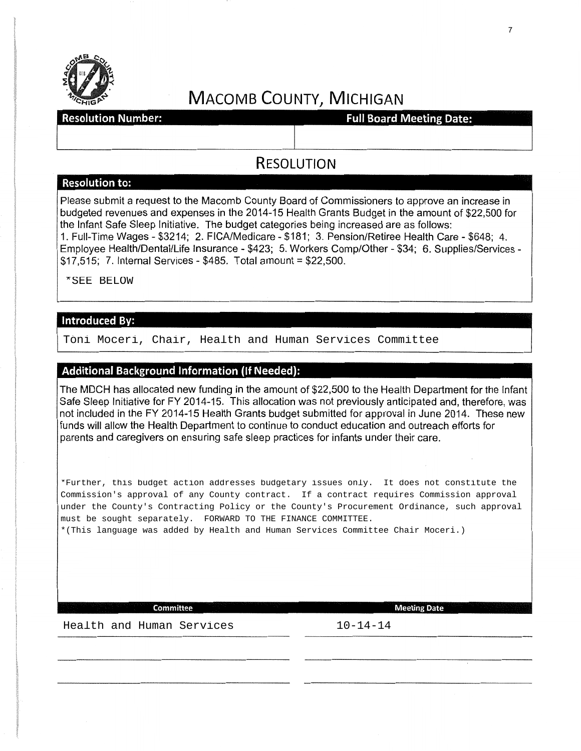# MACOMB COUNTY, MICHIGAN

| Resolution Number: | Full Board Meeting Date: |
|---|---|
| | |

## RESOLUTION

### Resolution to:

Please submit a request to the Macomb County Board of Commissioners to approve an increase in budgeted revenues and expenses in the 2014-15 Health Grants Budget in the amount of $22,500 for the Infant Safe Sleep Initiative. The budget categories being increased are as follows: 1. Full-Time Wages - $3214; 2. FICA/Medicare - $181; 3. Pension/Retiree Health Care - $648; 4. Employee Health/Dental/Life Insurance - $423; 5. Workers Comp/Other - $34; 6. Supplies/Services - $17,515; 7. Internal Services - $485. Total amount = $22,500.

*SEE BELOW

### Introduced By:

Toni Moceri, Chair, Health and Human Services Committee

### Additional Background Information (If Needed):

The MDCH has allocated new funding in the amount of $22,500 to the Health Department for the Infant Safe Sleep Initiative for FY 2014-15. This allocation was not previously anticipated and, therefore, was not included in the FY 2014-15 Health Grants budget submitted for approval in June 2014. These new funds will allow the Health Department to continue to conduct education and outreach efforts for parents and caregivers on ensuring safe sleep practices for infants under their care.

*Further, this budget action addresses budgetary issues only. It does not constitute the Commission's approval of any County contract. If a contract requires Commission approval under the County's Contracting Policy or the County's Procurement Ordinance, such approval must be sought separately. FORWARD TO THE FINANCE COMMITTEE.
*(This language was added by Health and Human Services Committee Chair Moceri.)

| Committee | Meeting Date |
|---|---|
| Health and Human Services | 10-14-14 |
| | |
| | |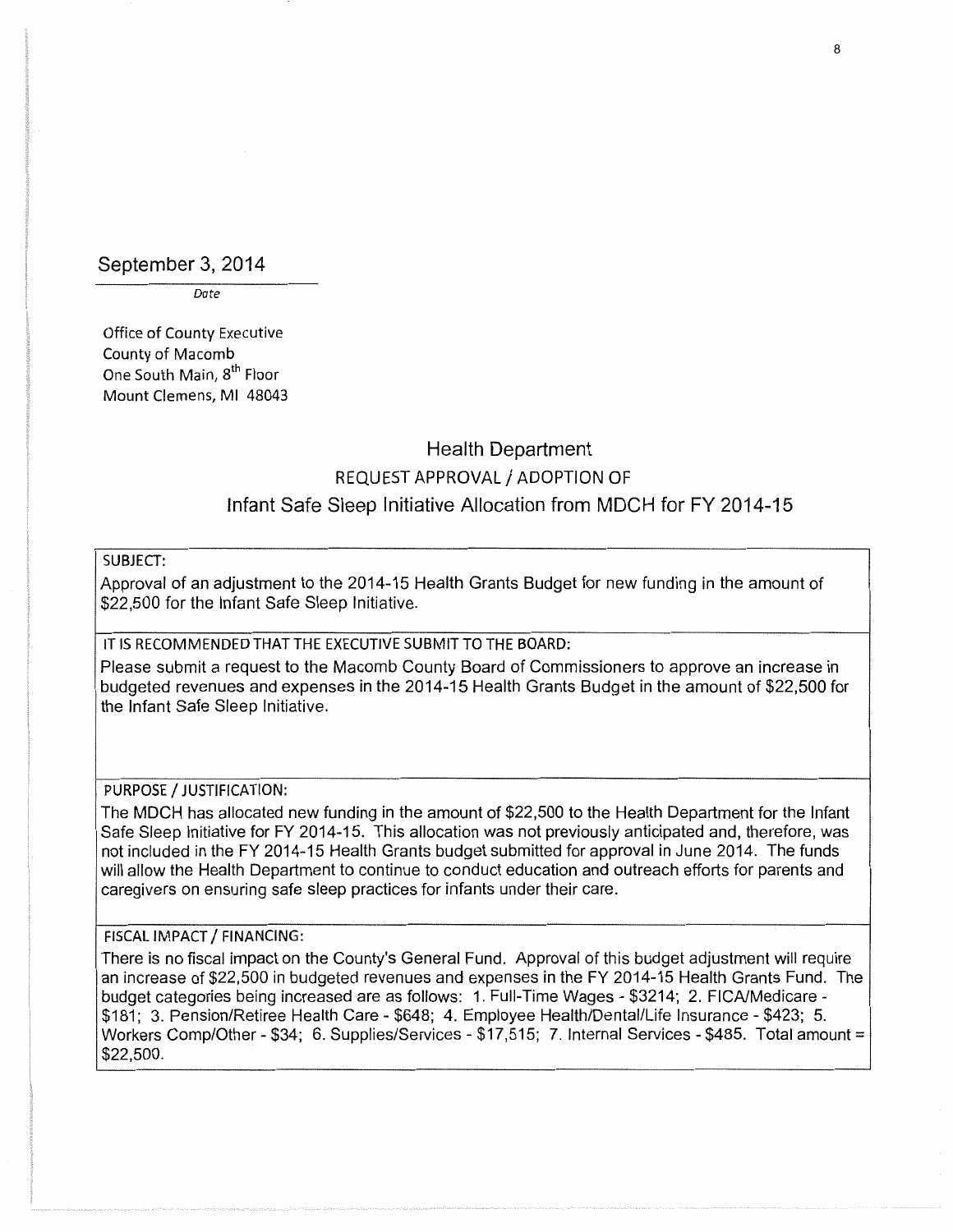September 3, 2014

*Date*

Office of County Executive
County of Macomb
One South Main, 8th Floor
Mount Clemens, MI 48043

## Health Department
## REQUEST APPROVAL / ADOPTION OF
## Infant Safe Sleep Initiative Allocation from MDCH for FY 2014-15

**SUBJECT:**

Approval of an adjustment to the 2014-15 Health Grants Budget for new funding in the amount of $22,500 for the Infant Safe Sleep Initiative.

**IT IS RECOMMENDED THAT THE EXECUTIVE SUBMIT TO THE BOARD:**

Please submit a request to the Macomb County Board of Commissioners to approve an increase in budgeted revenues and expenses in the 2014-15 Health Grants Budget in the amount of $22,500 for the Infant Safe Sleep Initiative.

**PURPOSE / JUSTIFICATION:**

The MDCH has allocated new funding in the amount of $22,500 to the Health Department for the Infant Safe Sleep Initiative for FY 2014-15. This allocation was not previously anticipated and, therefore, was not included in the FY 2014-15 Health Grants budget submitted for approval in June 2014. The funds will allow the Health Department to continue to conduct education and outreach efforts for parents and caregivers on ensuring safe sleep practices for infants under their care.

**FISCAL IMPACT / FINANCING:**

There is no fiscal impact on the County's General Fund. Approval of this budget adjustment will require an increase of $22,500 in budgeted revenues and expenses in the FY 2014-15 Health Grants Fund. The budget categories being increased are as follows: 1. Full-Time Wages - $3214; 2. FICA/Medicare - $181; 3. Pension/Retiree Health Care - $648; 4. Employee Health/Dental/Life Insurance - $423; 5. Workers Comp/Other - $34; 6. Supplies/Services - $17,515; 7. Internal Services - $485. Total amount = $22,500.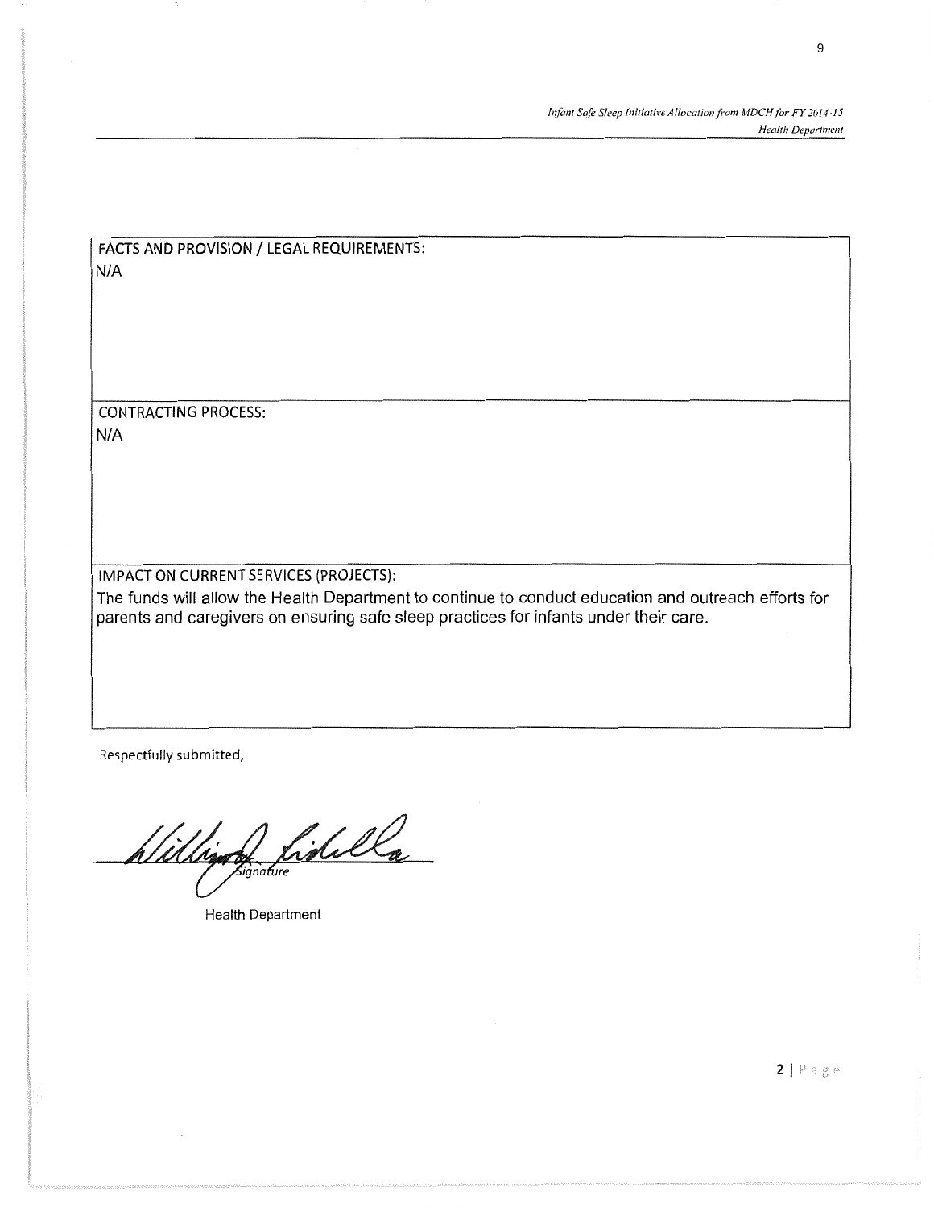**FACTS AND PROVISION / LEGAL REQUIREMENTS:**

N/A

**CONTRACTING PROCESS:**

N/A

**IMPACT ON CURRENT SERVICES (PROJECTS):**

The funds will allow the Health Department to continue to conduct education and outreach efforts for parents and caregivers on ensuring safe sleep practices for infants under their care.

Respectfully submitted,

William J. Ridella

Signature

Health Department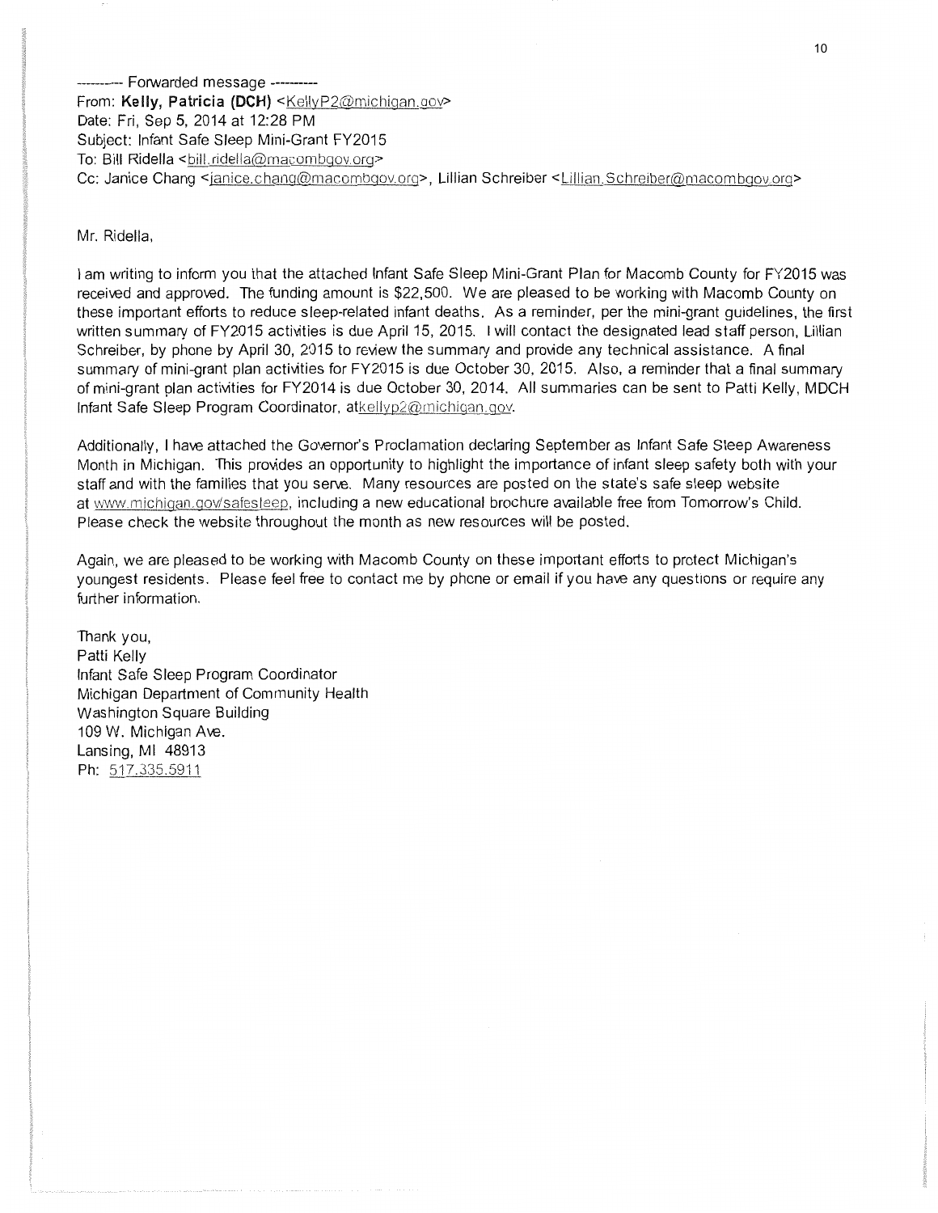---------- Forwarded message ----------
From: **Kelly, Patricia (DCH)** <KellyP2@michigan.gov>
Date: Fri, Sep 5, 2014 at 12:28 PM
Subject: Infant Safe Sleep Mini-Grant FY2015
To: Bill Ridella <bill.ridella@macombgov.org>
Cc: Janice Chang <janice.chang@macombgov.org>, Lillian Schreiber <Lillian.Schreiber@macombgov.org>

Mr. Ridella,

I am writing to inform you that the attached Infant Safe Sleep Mini-Grant Plan for Macomb County for FY2015 was received and approved. The funding amount is $22,500. We are pleased to be working with Macomb County on these important efforts to reduce sleep-related infant deaths. As a reminder, per the mini-grant guidelines, the first written summary of FY2015 activities is due April 15, 2015. I will contact the designated lead staff person, Lillian Schreiber, by phone by April 30, 2015 to review the summary and provide any technical assistance. A final summary of mini-grant plan activities for FY2015 is due October 30, 2015. Also, a reminder that a final summary of mini-grant plan activities for FY2014 is due October 30, 2014. All summaries can be sent to Patti Kelly, MDCH Infant Safe Sleep Program Coordinator, atkellyp2@michigan.gov.

Additionally, I have attached the Governor's Proclamation declaring September as Infant Safe Sleep Awareness Month in Michigan. This provides an opportunity to highlight the importance of infant sleep safety both with your staff and with the families that you serve. Many resources are posted on the state's safe sleep website at www.michigan.gov/safesleep, including a new educational brochure available free from Tomorrow's Child. Please check the website throughout the month as new resources will be posted.

Again, we are pleased to be working with Macomb County on these important efforts to protect Michigan's youngest residents. Please feel free to contact me by phone or email if you have any questions or require any further information.

Thank you,
Patti Kelly
Infant Safe Sleep Program Coordinator
Michigan Department of Community Health
Washington Square Building
109 W. Michigan Ave.
Lansing, MI 48913
Ph: 517.335.5911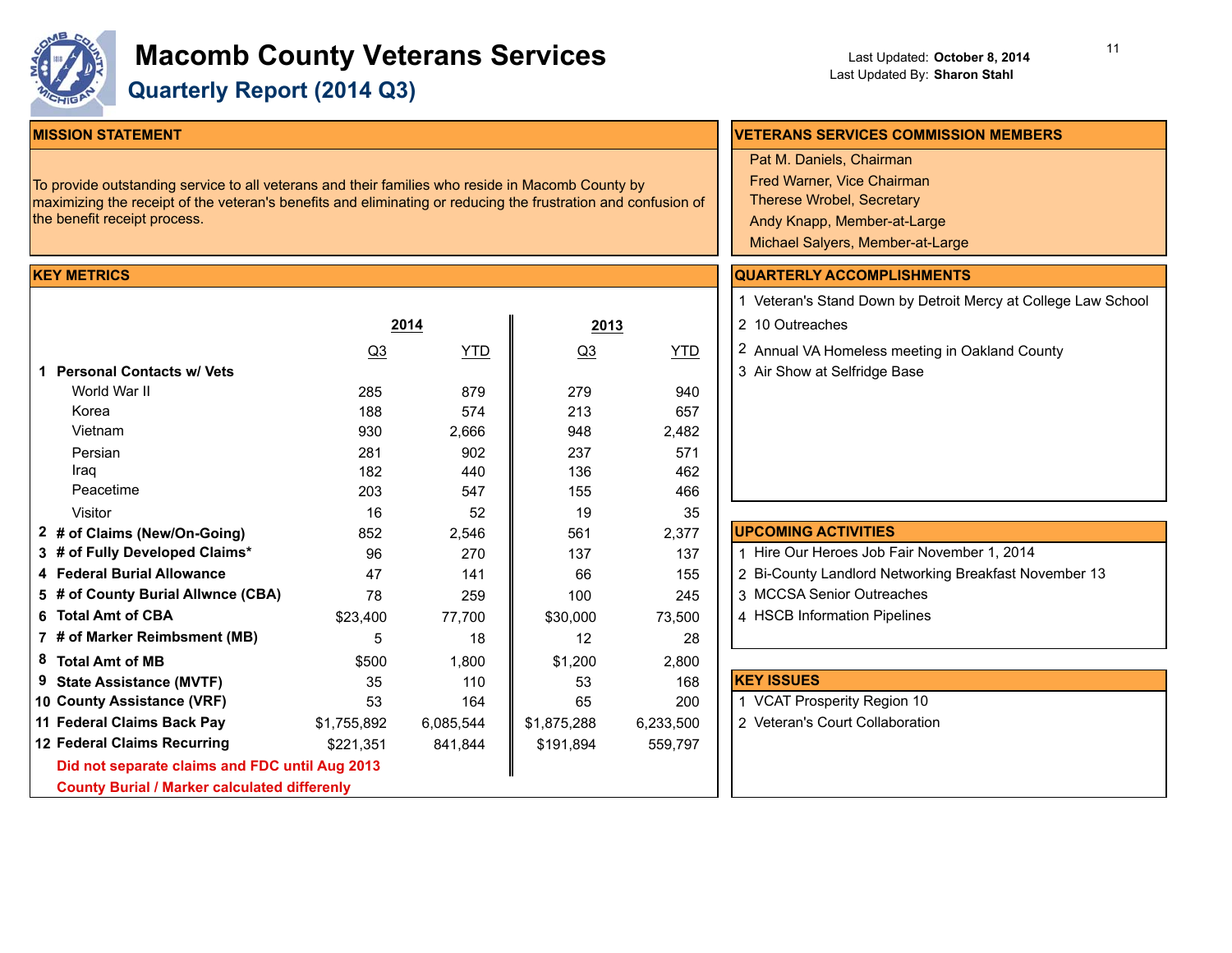# Macomb County Veterans Services

## Quarterly Report (2014 Q3)

Last Updated: **October 8, 2014**
Last Updated By: **Sharon Stahl**

### MISSION STATEMENT

To provide outstanding service to all veterans and their families who reside in Macomb County by maximizing the receipt of the veteran's benefits and eliminating or reducing the frustration and confusion of the benefit receipt process.

### VETERANS SERVICES COMMISSION MEMBERS

Pat M. Daniels, Chairman
Fred Warner, Vice Chairman
Therese Wrobel, Secretary
Andy Knapp, Member-at-Large
Michael Salyers, Member-at-Large

### KEY METRICS

| | | 2014 | | 2013 | |
|---|---|---|---|---|---|
| | | Q3 | YTD | Q3 | YTD |
| 1 | **Personal Contacts w/ Vets** | | | | |
| | World War II | 285 | 879 | 279 | 940 |
| | Korea | 188 | 574 | 213 | 657 |
| | Vietnam | 930 | 2,666 | 948 | 2,482 |
| | Persian | 281 | 902 | 237 | 571 |
| | Iraq | 182 | 440 | 136 | 462 |
| | Peacetime | 203 | 547 | 155 | 466 |
| | Visitor | 16 | 52 | 19 | 35 |
| 2 | **# of Claims (New/On-Going)** | 852 | 2,546 | 561 | 2,377 |
| 3 | **# of Fully Developed Claims*** | 96 | 270 | 137 | 137 |
| 4 | **Federal Burial Allowance** | 47 | 141 | 66 | 155 |
| 5 | **# of County Burial Allwnce (CBA)** | 78 | 259 | 100 | 245 |
| 6 | **Total Amt of CBA** | $23,400 | 77,700 | $30,000 | 73,500 |
| 7 | **# of Marker Reimbsment (MB)** | 5 | 18 | 12 | 28 |
| 8 | **Total Amt of MB** | $500 | 1,800 | $1,200 | 2,800 |
| 9 | **State Assistance (MVTF)** | 35 | 110 | 53 | 168 |
| 10 | **County Assistance (VRF)** | 53 | 164 | 65 | 200 |
| 11 | **Federal Claims Back Pay** | $1,755,892 | 6,085,544 | $1,875,288 | 6,233,500 |
| 12 | **Federal Claims Recurring** | $221,351 | 841,844 | $191,894 | 559,797 |

**Did not separate claims and FDC until Aug 2013**
**County Burial / Marker calculated differenly**

### QUARTERLY ACCOMPLISHMENTS

1 Veteran's Stand Down by Detroit Mercy at College Law School
2 10 Outreaches
2 Annual VA Homeless meeting in Oakland County
3 Air Show at Selfridge Base

### UPCOMING ACTIVITIES

1. Hire Our Heroes Job Fair November 1, 2014
2. Bi-County Landlord Networking Breakfast November 13
3. MCCSA Senior Outreaches
4. HSCB Information Pipelines

### KEY ISSUES

1. VCAT Prosperity Region 10
2. Veteran's Court Collaboration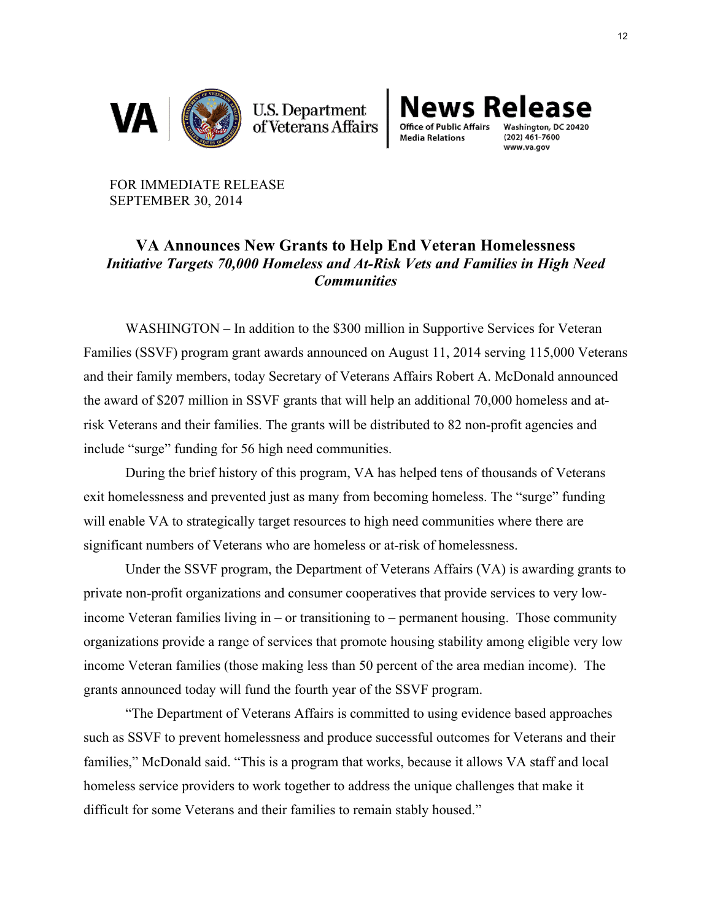U.S. Department of Veterans Affairs

**News Release**

Office of Public Affairs
Media Relations

Washington, DC 20420
(202) 461-7600
www.va.gov

FOR IMMEDIATE RELEASE
SEPTEMBER 30, 2014

## VA Announces New Grants to Help End Veteran Homelessness

***Initiative Targets 70,000 Homeless and At-Risk Vets and Families in High Need Communities***

WASHINGTON – In addition to the $300 million in Supportive Services for Veteran Families (SSVF) program grant awards announced on August 11, 2014 serving 115,000 Veterans and their family members, today Secretary of Veterans Affairs Robert A. McDonald announced the award of $207 million in SSVF grants that will help an additional 70,000 homeless and at-risk Veterans and their families. The grants will be distributed to 82 non-profit agencies and include "surge" funding for 56 high need communities.

During the brief history of this program, VA has helped tens of thousands of Veterans exit homelessness and prevented just as many from becoming homeless. The "surge" funding will enable VA to strategically target resources to high need communities where there are significant numbers of Veterans who are homeless or at-risk of homelessness.

Under the SSVF program, the Department of Veterans Affairs (VA) is awarding grants to private non-profit organizations and consumer cooperatives that provide services to very low-income Veteran families living in – or transitioning to – permanent housing. Those community organizations provide a range of services that promote housing stability among eligible very low income Veteran families (those making less than 50 percent of the area median income). The grants announced today will fund the fourth year of the SSVF program.

"The Department of Veterans Affairs is committed to using evidence based approaches such as SSVF to prevent homelessness and produce successful outcomes for Veterans and their families," McDonald said. "This is a program that works, because it allows VA staff and local homeless service providers to work together to address the unique challenges that make it difficult for some Veterans and their families to remain stably housed."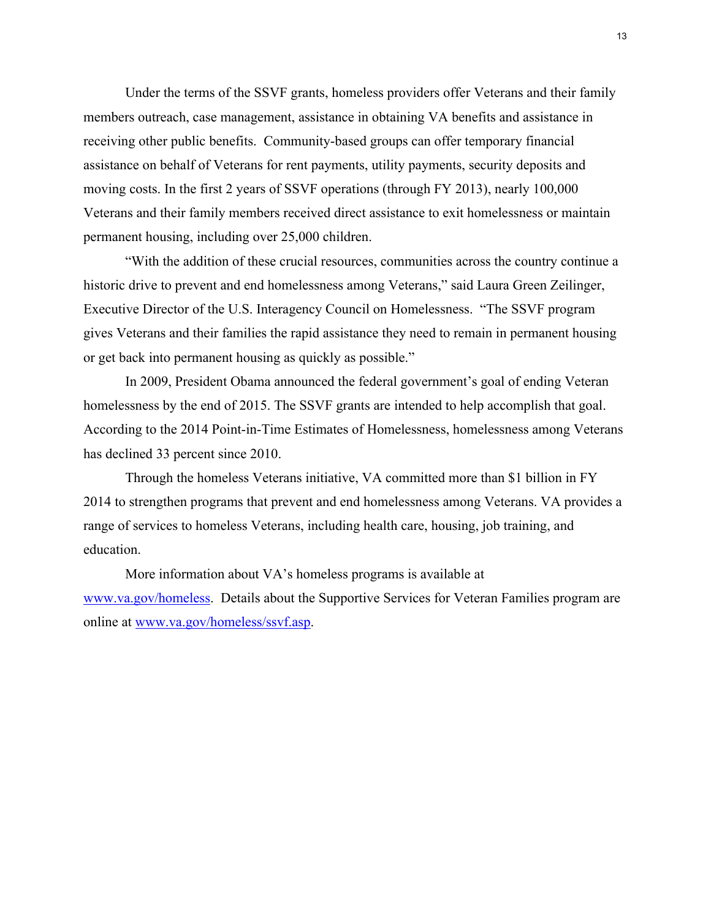Under the terms of the SSVF grants, homeless providers offer Veterans and their family members outreach, case management, assistance in obtaining VA benefits and assistance in receiving other public benefits. Community-based groups can offer temporary financial assistance on behalf of Veterans for rent payments, utility payments, security deposits and moving costs. In the first 2 years of SSVF operations (through FY 2013), nearly 100,000 Veterans and their family members received direct assistance to exit homelessness or maintain permanent housing, including over 25,000 children.

"With the addition of these crucial resources, communities across the country continue a historic drive to prevent and end homelessness among Veterans," said Laura Green Zeilinger, Executive Director of the U.S. Interagency Council on Homelessness. "The SSVF program gives Veterans and their families the rapid assistance they need to remain in permanent housing or get back into permanent housing as quickly as possible."

In 2009, President Obama announced the federal government's goal of ending Veteran homelessness by the end of 2015. The SSVF grants are intended to help accomplish that goal. According to the 2014 Point-in-Time Estimates of Homelessness, homelessness among Veterans has declined 33 percent since 2010.

Through the homeless Veterans initiative, VA committed more than $1 billion in FY 2014 to strengthen programs that prevent and end homelessness among Veterans. VA provides a range of services to homeless Veterans, including health care, housing, job training, and education.

More information about VA's homeless programs is available at [www.va.gov/homeless](www.va.gov/homeless). Details about the Supportive Services for Veteran Families program are online at [www.va.gov/homeless/ssvf.asp](www.va.gov/homeless/ssvf.asp).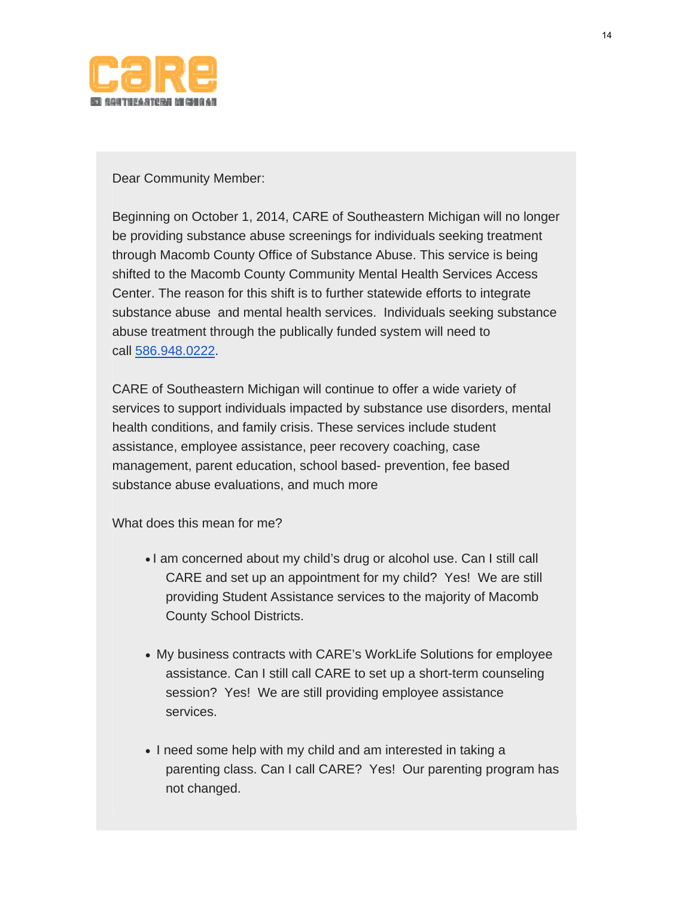Dear Community Member:

Beginning on October 1, 2014, CARE of Southeastern Michigan will no longer be providing substance abuse screenings for individuals seeking treatment through Macomb County Office of Substance Abuse. This service is being shifted to the Macomb County Community Mental Health Services Access Center. The reason for this shift is to further statewide efforts to integrate substance abuse and mental health services. Individuals seeking substance abuse treatment through the publically funded system will need to call 586.948.0222.

CARE of Southeastern Michigan will continue to offer a wide variety of services to support individuals impacted by substance use disorders, mental health conditions, and family crisis. These services include student assistance, employee assistance, peer recovery coaching, case management, parent education, school based- prevention, fee based substance abuse evaluations, and much more

What does this mean for me?

- I am concerned about my child's drug or alcohol use. Can I still call CARE and set up an appointment for my child? Yes! We are still providing Student Assistance services to the majority of Macomb County School Districts.

- My business contracts with CARE's WorkLife Solutions for employee assistance. Can I still call CARE to set up a short-term counseling session? Yes! We are still providing employee assistance services.

- I need some help with my child and am interested in taking a parenting class. Can I call CARE? Yes! Our parenting program has not changed.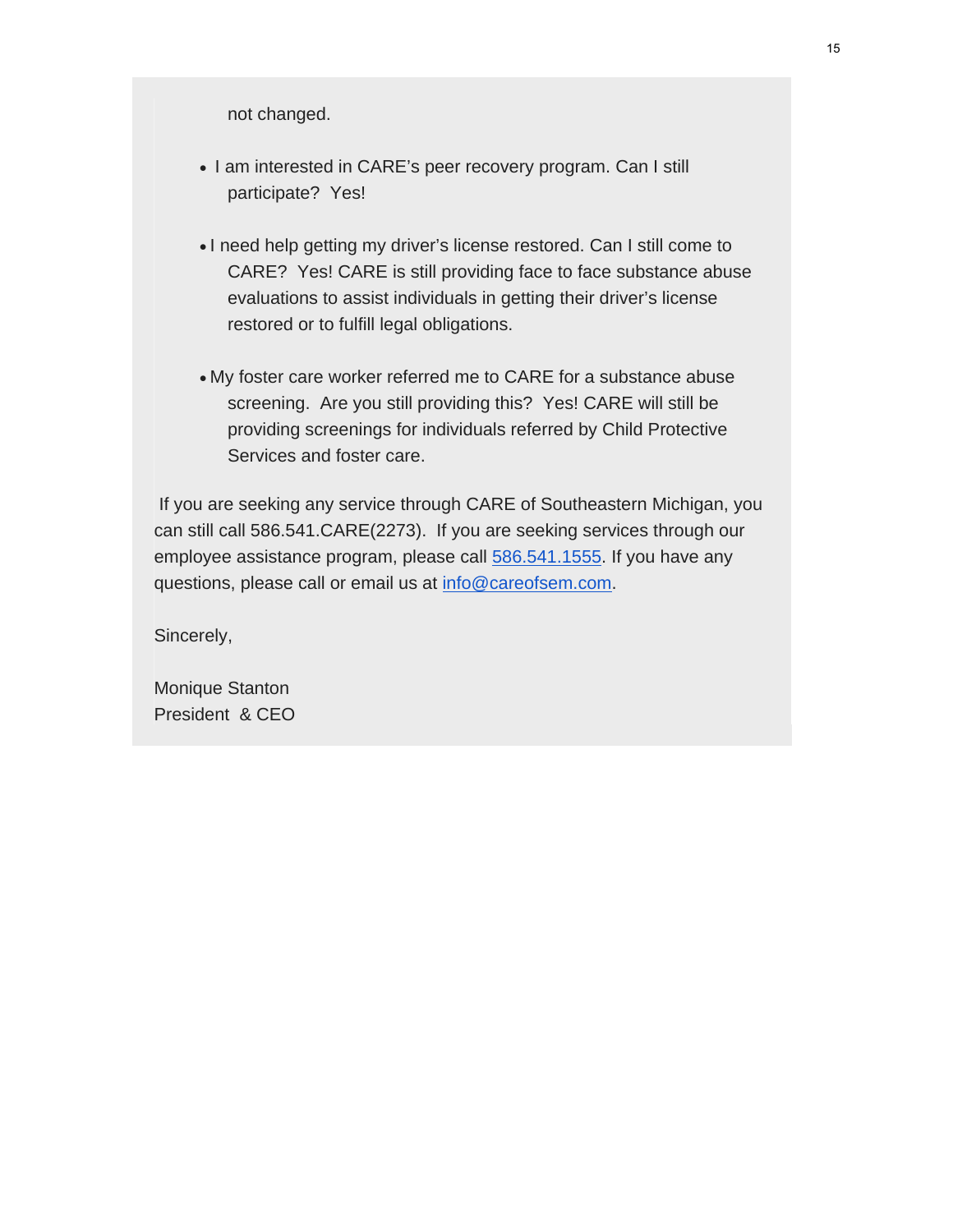not changed.

- I am interested in CARE's peer recovery program. Can I still participate? Yes!

- I need help getting my driver's license restored. Can I still come to CARE? Yes! CARE is still providing face to face substance abuse evaluations to assist individuals in getting their driver's license restored or to fulfill legal obligations.

- My foster care worker referred me to CARE for a substance abuse screening. Are you still providing this? Yes! CARE will still be providing screenings for individuals referred by Child Protective Services and foster care.

If you are seeking any service through CARE of Southeastern Michigan, you can still call 586.541.CARE(2273). If you are seeking services through our employee assistance program, please call [586.541.1555](). If you have any questions, please call or email us at [info@careofsem.com]().

Sincerely,

Monique Stanton
President & CEO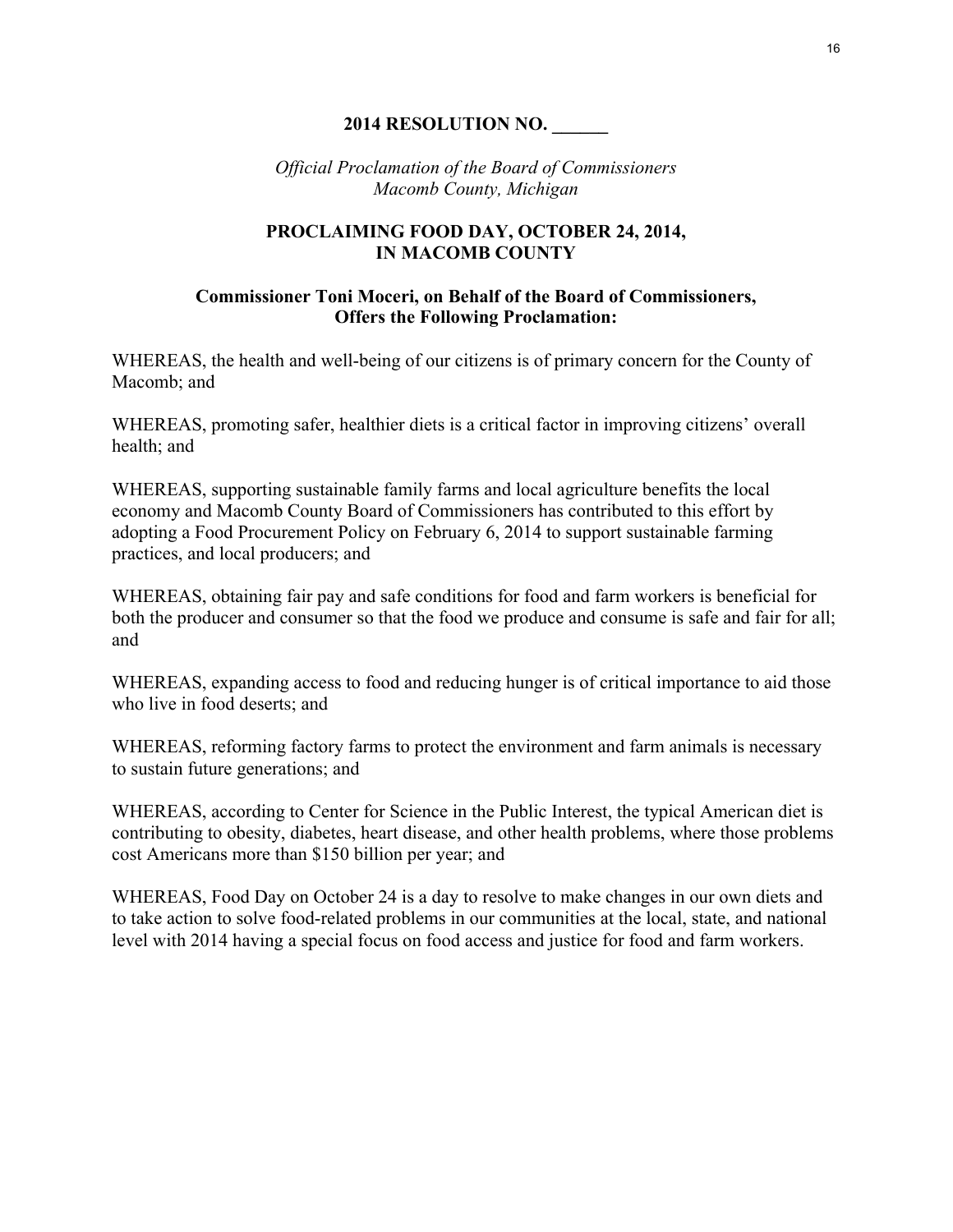# 2014 RESOLUTION NO. ______

*Official Proclamation of the Board of Commissioners*
*Macomb County, Michigan*

## PROCLAIMING FOOD DAY, OCTOBER 24, 2014, IN MACOMB COUNTY

### Commissioner Toni Moceri, on Behalf of the Board of Commissioners, Offers the Following Proclamation:

WHEREAS, the health and well-being of our citizens is of primary concern for the County of Macomb; and

WHEREAS, promoting safer, healthier diets is a critical factor in improving citizens' overall health; and

WHEREAS, supporting sustainable family farms and local agriculture benefits the local economy and Macomb County Board of Commissioners has contributed to this effort by adopting a Food Procurement Policy on February 6, 2014 to support sustainable farming practices, and local producers; and

WHEREAS, obtaining fair pay and safe conditions for food and farm workers is beneficial for both the producer and consumer so that the food we produce and consume is safe and fair for all; and

WHEREAS, expanding access to food and reducing hunger is of critical importance to aid those who live in food deserts; and

WHEREAS, reforming factory farms to protect the environment and farm animals is necessary to sustain future generations; and

WHEREAS, according to Center for Science in the Public Interest, the typical American diet is contributing to obesity, diabetes, heart disease, and other health problems, where those problems cost Americans more than $150 billion per year; and

WHEREAS, Food Day on October 24 is a day to resolve to make changes in our own diets and to take action to solve food-related problems in our communities at the local, state, and national level with 2014 having a special focus on food access and justice for food and farm workers.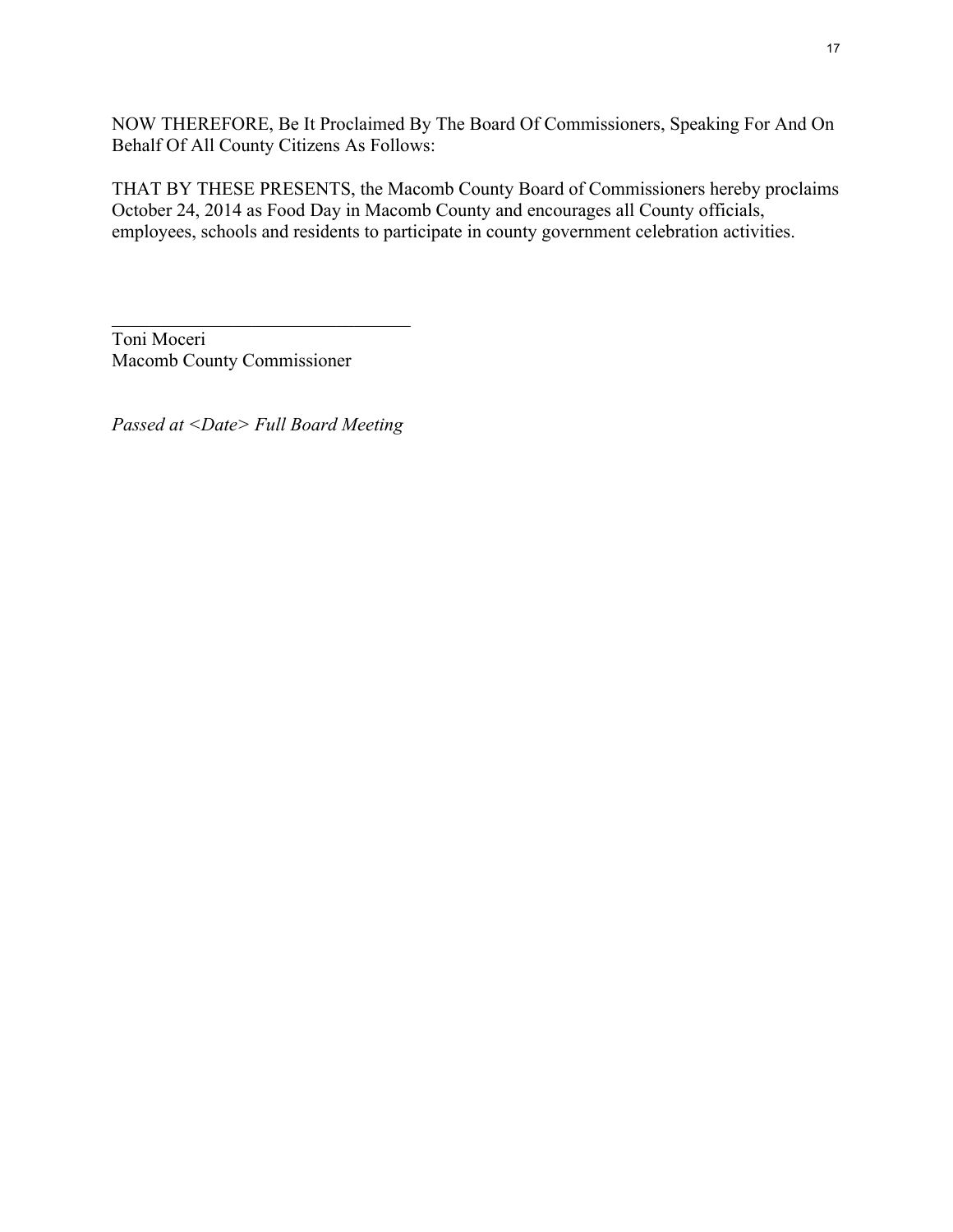NOW THEREFORE, Be It Proclaimed By The Board Of Commissioners, Speaking For And On Behalf Of All County Citizens As Follows:

THAT BY THESE PRESENTS, the Macomb County Board of Commissioners hereby proclaims October 24, 2014 as Food Day in Macomb County and encourages all County officials, employees, schools and residents to participate in county government celebration activities.

\_\_\_\_\_\_\_\_\_\_\_\_\_\_\_\_\_\_\_\_\_\_\_\_\_\_\_\_\_\_\_\_

Toni Moceri
Macomb County Commissioner

*Passed at <Date> Full Board Meeting*